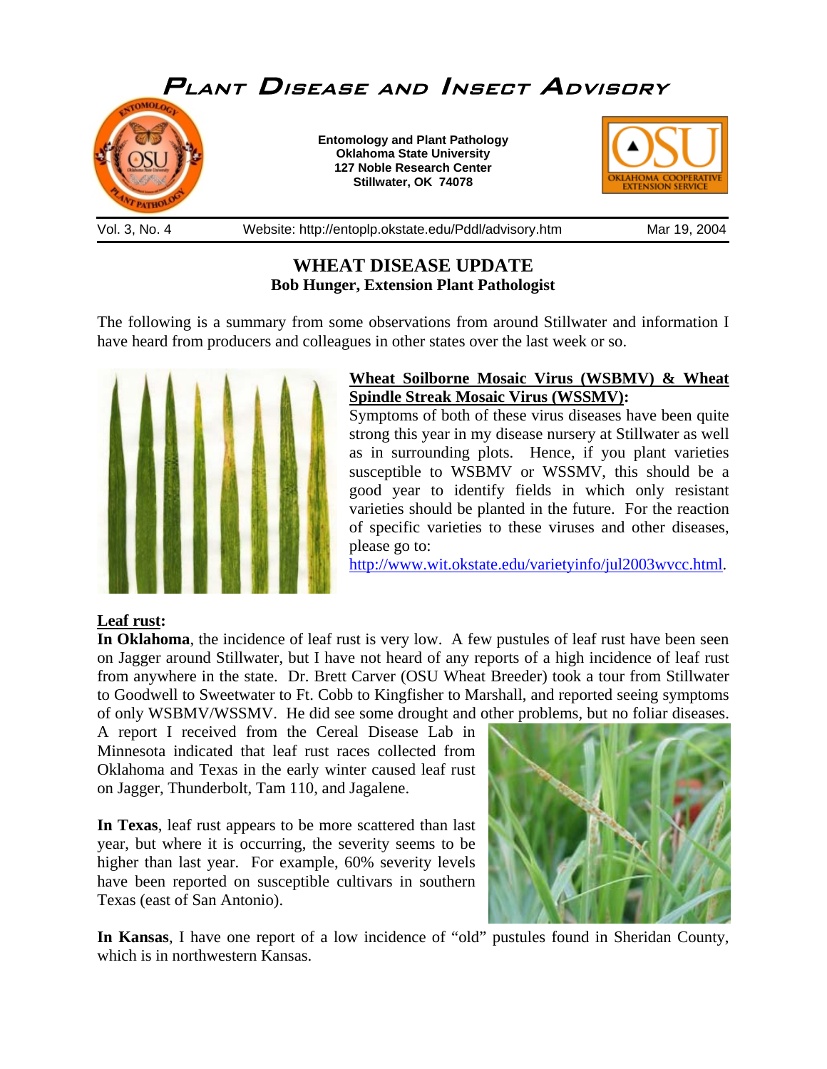# PLANT DISEASE AND INSECT ADVISORY

**Entomology and Plant Pathology**
**Oklahoma State University**
**127 Noble Research Center**
**Stillwater, OK 74078**

Vol. 3, No. 4 Website: http://entoplp.okstate.edu/Pddl/advisory.htm Mar 19, 2004

## WHEAT DISEASE UPDATE

**Bob Hunger, Extension Plant Pathologist**

The following is a summary from some observations from around Stillwater and information I have heard from producers and colleagues in other states over the last week or so.

### Wheat Soilborne Mosaic Virus (WSBMV) & Wheat Spindle Streak Mosaic Virus (WSSMV):

Symptoms of both of these virus diseases have been quite strong this year in my disease nursery at Stillwater as well as in surrounding plots. Hence, if you plant varieties susceptible to WSBMV or WSSMV, this should be a good year to identify fields in which only resistant varieties should be planted in the future. For the reaction of specific varieties to these viruses and other diseases, please go to: http://www.wit.okstate.edu/varietyinfo/jul2003wvcc.html.

### Leaf rust:

**In Oklahoma**, the incidence of leaf rust is very low. A few pustules of leaf rust have been seen on Jagger around Stillwater, but I have not heard of any reports of a high incidence of leaf rust from anywhere in the state. Dr. Brett Carver (OSU Wheat Breeder) took a tour from Stillwater to Goodwell to Sweetwater to Ft. Cobb to Kingfisher to Marshall, and reported seeing symptoms of only WSBMV/WSSMV. He did see some drought and other problems, but no foliar diseases. A report I received from the Cereal Disease Lab in Minnesota indicated that leaf rust races collected from Oklahoma and Texas in the early winter caused leaf rust on Jagger, Thunderbolt, Tam 110, and Jagalene.

**In Texas**, leaf rust appears to be more scattered than last year, but where it is occurring, the severity seems to be higher than last year. For example, 60% severity levels have been reported on susceptible cultivars in southern Texas (east of San Antonio).

**In Kansas**, I have one report of a low incidence of "old" pustules found in Sheridan County, which is in northwestern Kansas.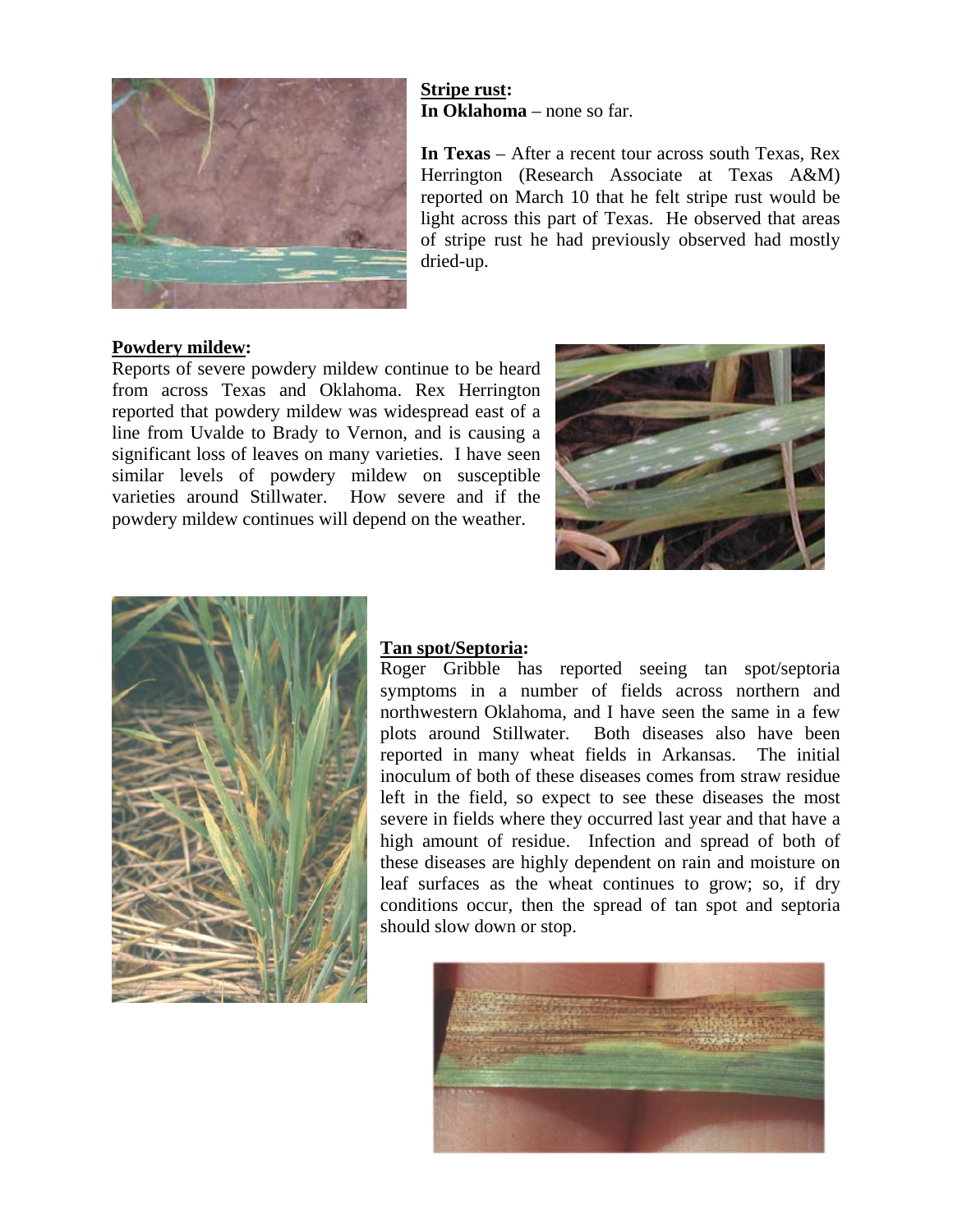**Stripe rust:**

**In Oklahoma** – none so far.

**In Texas** – After a recent tour across south Texas, Rex Herrington (Research Associate at Texas A&M) reported on March 10 that he felt stripe rust would be light across this part of Texas. He observed that areas of stripe rust he had previously observed had mostly dried-up.

**Powdery mildew:**

Reports of severe powdery mildew continue to be heard from across Texas and Oklahoma. Rex Herrington reported that powdery mildew was widespread east of a line from Uvalde to Brady to Vernon, and is causing a significant loss of leaves on many varieties. I have seen similar levels of powdery mildew on susceptible varieties around Stillwater. How severe and if the powdery mildew continues will depend on the weather.

**Tan spot/Septoria:**

Roger Gribble has reported seeing tan spot/septoria symptoms in a number of fields across northern and northwestern Oklahoma, and I have seen the same in a few plots around Stillwater. Both diseases also have been reported in many wheat fields in Arkansas. The initial inoculum of both of these diseases comes from straw residue left in the field, so expect to see these diseases the most severe in fields where they occurred last year and that have a high amount of residue. Infection and spread of both of these diseases are highly dependent on rain and moisture on leaf surfaces as the wheat continues to grow; so, if dry conditions occur, then the spread of tan spot and septoria should slow down or stop.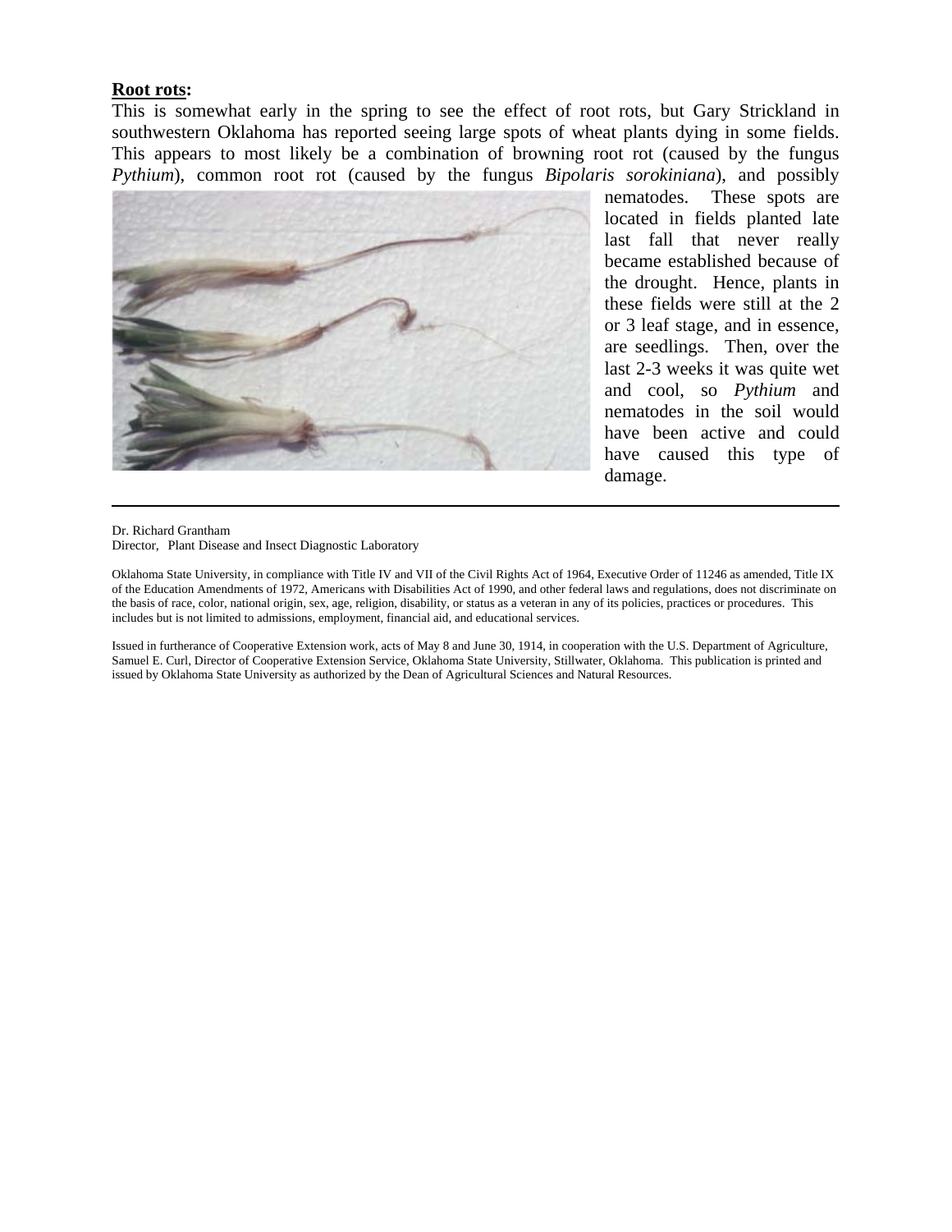**<u>Root rots</u>:**

This is somewhat early in the spring to see the effect of root rots, but Gary Strickland in southwestern Oklahoma has reported seeing large spots of wheat plants dying in some fields. This appears to most likely be a combination of browning root rot (caused by the fungus *Pythium*), common root rot (caused by the fungus *Bipolaris sorokiniana*), and possibly nematodes. These spots are located in fields planted late last fall that never really became established because of the drought. Hence, plants in these fields were still at the 2 or 3 leaf stage, and in essence, are seedlings. Then, over the last 2-3 weeks it was quite wet and cool, so *Pythium* and nematodes in the soil would have been active and could have caused this type of damage.

---

Dr. Richard Grantham
Director, Plant Disease and Insect Diagnostic Laboratory

Oklahoma State University, in compliance with Title IV and VII of the Civil Rights Act of 1964, Executive Order of 11246 as amended, Title IX of the Education Amendments of 1972, Americans with Disabilities Act of 1990, and other federal laws and regulations, does not discriminate on the basis of race, color, national origin, sex, age, religion, disability, or status as a veteran in any of its policies, practices or procedures. This includes but is not limited to admissions, employment, financial aid, and educational services.

Issued in furtherance of Cooperative Extension work, acts of May 8 and June 30, 1914, in cooperation with the U.S. Department of Agriculture, Samuel E. Curl, Director of Cooperative Extension Service, Oklahoma State University, Stillwater, Oklahoma. This publication is printed and issued by Oklahoma State University as authorized by the Dean of Agricultural Sciences and Natural Resources.